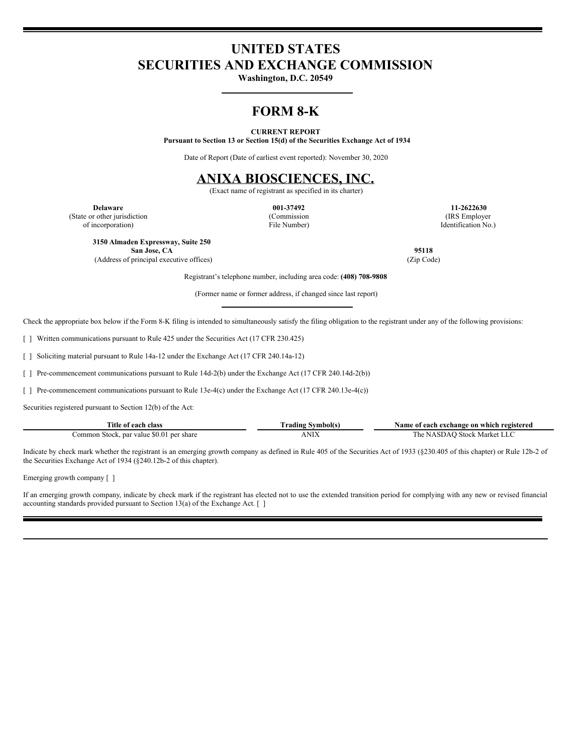# UNITED STATES
# SECURITIES AND EXCHANGE COMMISSION

**Washington, D.C. 20549**

# FORM 8-K

**CURRENT REPORT**

**Pursuant to Section 13 or Section 15(d) of the Securities Exchange Act of 1934**

Date of Report (Date of earliest event reported): November 30, 2020

# ANIXA BIOSCIENCES, INC.

(Exact name of registrant as specified in its charter)

| **Delaware** | **001-37492** | **11-2622630** |
|---|---|---|
| (State or other jurisdiction of incorporation) | (Commission File Number) | (IRS Employer Identification No.) |

| **3150 Almaden Expressway, Suite 250 San Jose, CA** | **95118** |
|---|---|
| (Address of principal executive offices) | (Zip Code) |

Registrant's telephone number, including area code: **(408) 708-9808**

(Former name or former address, if changed since last report)

Check the appropriate box below if the Form 8-K filing is intended to simultaneously satisfy the filing obligation to the registrant under any of the following provisions:

[ ] Written communications pursuant to Rule 425 under the Securities Act (17 CFR 230.425)

[ ] Soliciting material pursuant to Rule 14a-12 under the Exchange Act (17 CFR 240.14a-12)

[ ] Pre-commencement communications pursuant to Rule 14d-2(b) under the Exchange Act (17 CFR 240.14d-2(b))

[ ] Pre-commencement communications pursuant to Rule 13e-4(c) under the Exchange Act (17 CFR 240.13e-4(c))

Securities registered pursuant to Section 12(b) of the Act:

| Title of each class | Trading Symbol(s) | Name of each exchange on which registered |
|---|---|---|
| Common Stock, par value $0.01 per share | ANIX | The NASDAQ Stock Market LLC |

Indicate by check mark whether the registrant is an emerging growth company as defined in Rule 405 of the Securities Act of 1933 (§230.405 of this chapter) or Rule 12b-2 of the Securities Exchange Act of 1934 (§240.12b-2 of this chapter).

Emerging growth company [ ]

If an emerging growth company, indicate by check mark if the registrant has elected not to use the extended transition period for complying with any new or revised financial accounting standards provided pursuant to Section 13(a) of the Exchange Act. [ ]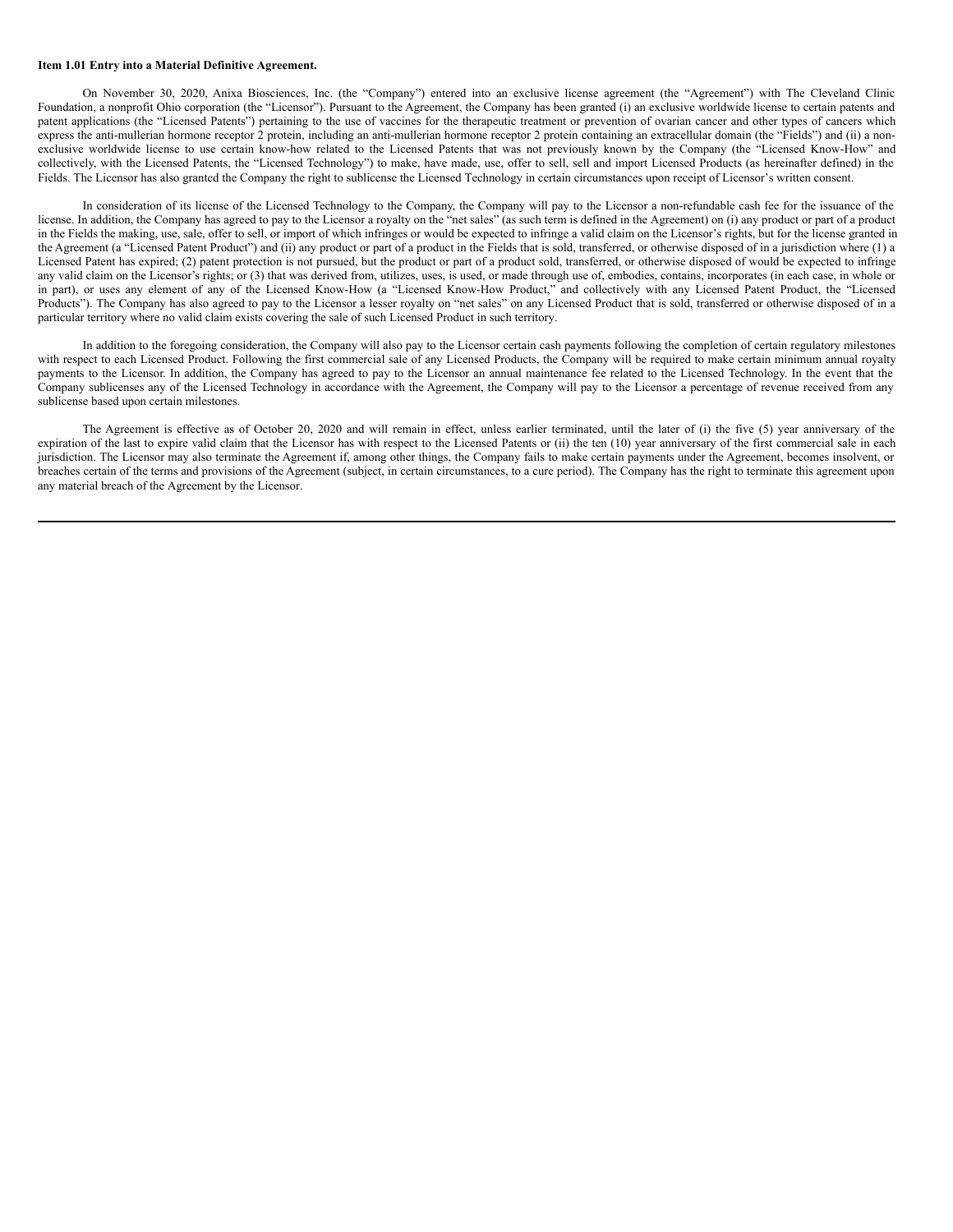**Item 1.01 Entry into a Material Definitive Agreement.**

On November 30, 2020, Anixa Biosciences, Inc. (the "Company") entered into an exclusive license agreement (the "Agreement") with The Cleveland Clinic Foundation, a nonprofit Ohio corporation (the "Licensor"). Pursuant to the Agreement, the Company has been granted (i) an exclusive worldwide license to certain patents and patent applications (the "Licensed Patents") pertaining to the use of vaccines for the therapeutic treatment or prevention of ovarian cancer and other types of cancers which express the anti-mullerian hormone receptor 2 protein, including an anti-mullerian hormone receptor 2 protein containing an extracellular domain (the "Fields") and (ii) a non-exclusive worldwide license to use certain know-how related to the Licensed Patents that was not previously known by the Company (the "Licensed Know-How" and collectively, with the Licensed Patents, the "Licensed Technology") to make, have made, use, offer to sell, sell and import Licensed Products (as hereinafter defined) in the Fields. The Licensor has also granted the Company the right to sublicense the Licensed Technology in certain circumstances upon receipt of Licensor's written consent.

In consideration of its license of the Licensed Technology to the Company, the Company will pay to the Licensor a non-refundable cash fee for the issuance of the license. In addition, the Company has agreed to pay to the Licensor a royalty on the "net sales" (as such term is defined in the Agreement) on (i) any product or part of a product in the Fields the making, use, sale, offer to sell, or import of which infringes or would be expected to infringe a valid claim on the Licensor's rights, but for the license granted in the Agreement (a "Licensed Patent Product") and (ii) any product or part of a product in the Fields that is sold, transferred, or otherwise disposed of in a jurisdiction where (1) a Licensed Patent has expired; (2) patent protection is not pursued, but the product or part of a product sold, transferred, or otherwise disposed of would be expected to infringe any valid claim on the Licensor's rights; or (3) that was derived from, utilizes, uses, is used, or made through use of, embodies, contains, incorporates (in each case, in whole or in part), or uses any element of any of the Licensed Know-How (a "Licensed Know-How Product," and collectively with any Licensed Patent Product, the "Licensed Products"). The Company has also agreed to pay to the Licensor a lesser royalty on "net sales" on any Licensed Product that is sold, transferred or otherwise disposed of in a particular territory where no valid claim exists covering the sale of such Licensed Product in such territory.

In addition to the foregoing consideration, the Company will also pay to the Licensor certain cash payments following the completion of certain regulatory milestones with respect to each Licensed Product. Following the first commercial sale of any Licensed Products, the Company will be required to make certain minimum annual royalty payments to the Licensor. In addition, the Company has agreed to pay to the Licensor an annual maintenance fee related to the Licensed Technology. In the event that the Company sublicenses any of the Licensed Technology in accordance with the Agreement, the Company will pay to the Licensor a percentage of revenue received from any sublicense based upon certain milestones.

The Agreement is effective as of October 20, 2020 and will remain in effect, unless earlier terminated, until the later of (i) the five (5) year anniversary of the expiration of the last to expire valid claim that the Licensor has with respect to the Licensed Patents or (ii) the ten (10) year anniversary of the first commercial sale in each jurisdiction. The Licensor may also terminate the Agreement if, among other things, the Company fails to make certain payments under the Agreement, becomes insolvent, or breaches certain of the terms and provisions of the Agreement (subject, in certain circumstances, to a cure period). The Company has the right to terminate this agreement upon any material breach of the Agreement by the Licensor.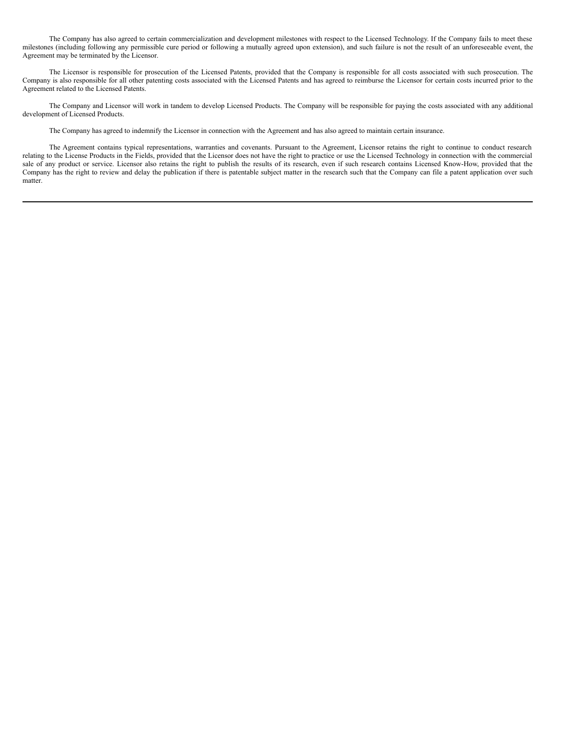The Company has also agreed to certain commercialization and development milestones with respect to the Licensed Technology. If the Company fails to meet these milestones (including following any permissible cure period or following a mutually agreed upon extension), and such failure is not the result of an unforeseeable event, the Agreement may be terminated by the Licensor.

The Licensor is responsible for prosecution of the Licensed Patents, provided that the Company is responsible for all costs associated with such prosecution. The Company is also responsible for all other patenting costs associated with the Licensed Patents and has agreed to reimburse the Licensor for certain costs incurred prior to the Agreement related to the Licensed Patents.

The Company and Licensor will work in tandem to develop Licensed Products. The Company will be responsible for paying the costs associated with any additional development of Licensed Products.

The Company has agreed to indemnify the Licensor in connection with the Agreement and has also agreed to maintain certain insurance.

The Agreement contains typical representations, warranties and covenants. Pursuant to the Agreement, Licensor retains the right to continue to conduct research relating to the License Products in the Fields, provided that the Licensor does not have the right to practice or use the Licensed Technology in connection with the commercial sale of any product or service. Licensor also retains the right to publish the results of its research, even if such research contains Licensed Know-How, provided that the Company has the right to review and delay the publication if there is patentable subject matter in the research such that the Company can file a patent application over such matter.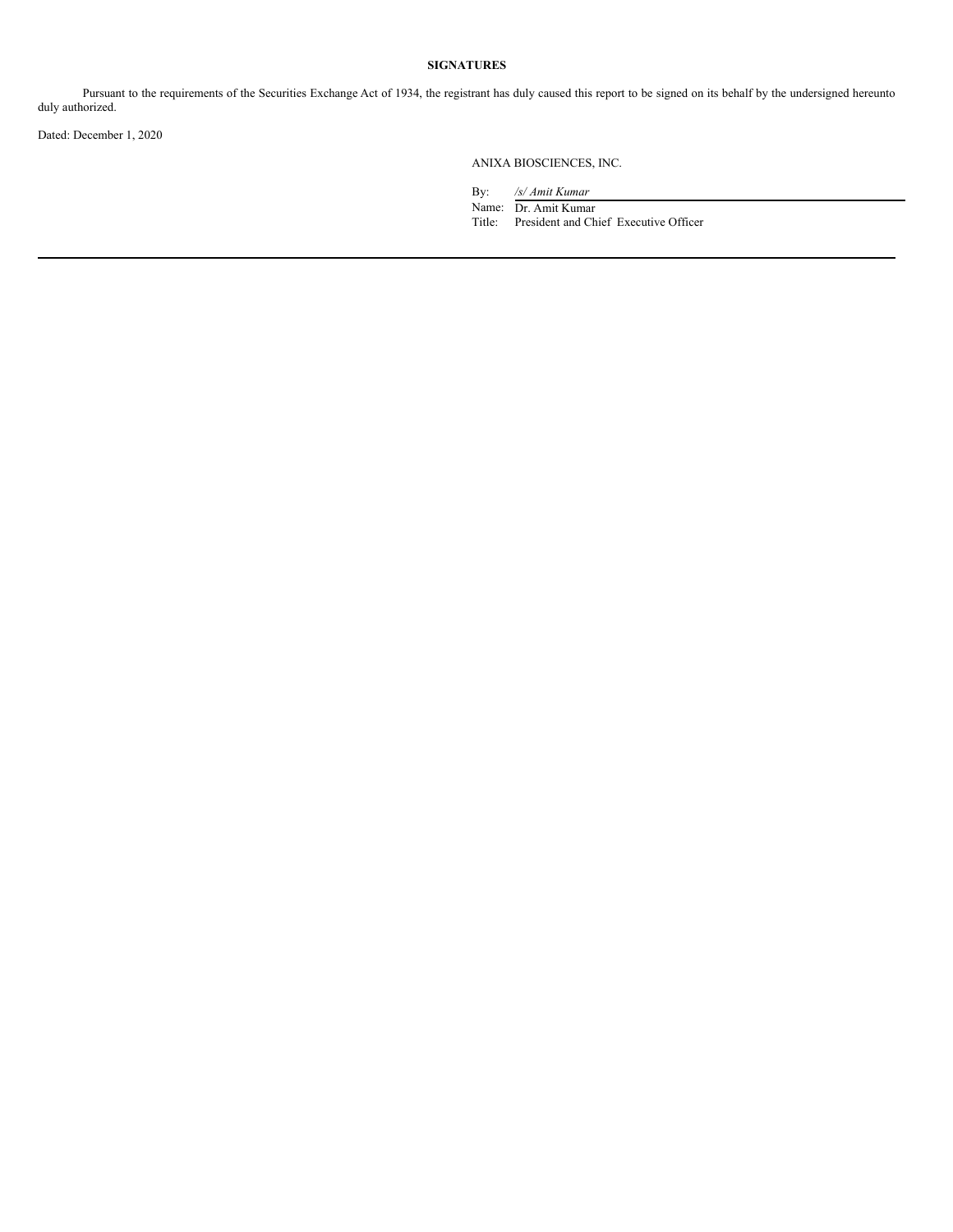**SIGNATURES**

Pursuant to the requirements of the Securities Exchange Act of 1934, the registrant has duly caused this report to be signed on its behalf by the undersigned hereunto duly authorized.

Dated: December 1, 2020

ANIXA BIOSCIENCES, INC.

By: */s/ Amit Kumar*
Name: Dr. Amit Kumar
Title: President and Chief Executive Officer